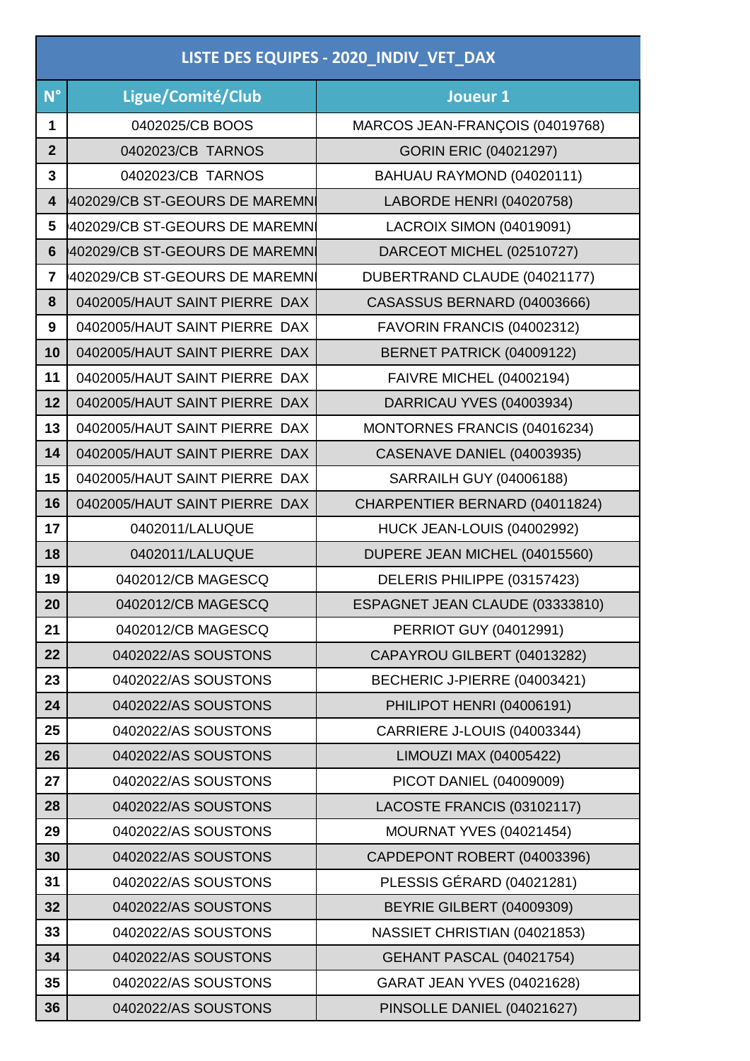# LISTE DES EQUIPES - 2020_INDIV_VET_DAX

| N° | Ligue/Comité/Club | Joueur 1 |
|---|---|---|
| 1 | 0402025/CB BOOS | MARCOS JEAN-FRANÇOIS (04019768) |
| 2 | 0402023/CB TARNOS | GORIN ERIC (04021297) |
| 3 | 0402023/CB TARNOS | BAHUAU RAYMOND (04020111) |
| 4 | 402029/CB ST-GEOURS DE MAREMNI | LABORDE HENRI (04020758) |
| 5 | 402029/CB ST-GEOURS DE MAREMNI | LACROIX SIMON (04019091) |
| 6 | 402029/CB ST-GEOURS DE MAREMNI | DARCEOT MICHEL (02510727) |
| 7 | 402029/CB ST-GEOURS DE MAREMNI | DUBERTRAND CLAUDE (04021177) |
| 8 | 0402005/HAUT SAINT PIERRE DAX | CASASSUS BERNARD (04003666) |
| 9 | 0402005/HAUT SAINT PIERRE DAX | FAVORIN FRANCIS (04002312) |
| 10 | 0402005/HAUT SAINT PIERRE DAX | BERNET PATRICK (04009122) |
| 11 | 0402005/HAUT SAINT PIERRE DAX | FAIVRE MICHEL (04002194) |
| 12 | 0402005/HAUT SAINT PIERRE DAX | DARRICAU YVES (04003934) |
| 13 | 0402005/HAUT SAINT PIERRE DAX | MONTORNES FRANCIS (04016234) |
| 14 | 0402005/HAUT SAINT PIERRE DAX | CASENAVE DANIEL (04003935) |
| 15 | 0402005/HAUT SAINT PIERRE DAX | SARRAILH GUY (04006188) |
| 16 | 0402005/HAUT SAINT PIERRE DAX | CHARPENTIER BERNARD (04011824) |
| 17 | 0402011/LALUQUE | HUCK JEAN-LOUIS (04002992) |
| 18 | 0402011/LALUQUE | DUPERE JEAN MICHEL (04015560) |
| 19 | 0402012/CB MAGESCQ | DELERIS PHILIPPE (03157423) |
| 20 | 0402012/CB MAGESCQ | ESPAGNET JEAN CLAUDE (03333810) |
| 21 | 0402012/CB MAGESCQ | PERRIOT GUY (04012991) |
| 22 | 0402022/AS SOUSTONS | CAPAYROU GILBERT (04013282) |
| 23 | 0402022/AS SOUSTONS | BECHERIC J-PIERRE (04003421) |
| 24 | 0402022/AS SOUSTONS | PHILIPOT HENRI (04006191) |
| 25 | 0402022/AS SOUSTONS | CARRIERE J-LOUIS (04003344) |
| 26 | 0402022/AS SOUSTONS | LIMOUZI MAX (04005422) |
| 27 | 0402022/AS SOUSTONS | PICOT DANIEL (04009009) |
| 28 | 0402022/AS SOUSTONS | LACOSTE FRANCIS (03102117) |
| 29 | 0402022/AS SOUSTONS | MOURNAT YVES (04021454) |
| 30 | 0402022/AS SOUSTONS | CAPDEPONT ROBERT (04003396) |
| 31 | 0402022/AS SOUSTONS | PLESSIS GÉRARD (04021281) |
| 32 | 0402022/AS SOUSTONS | BEYRIE GILBERT (04009309) |
| 33 | 0402022/AS SOUSTONS | NASSIET CHRISTIAN (04021853) |
| 34 | 0402022/AS SOUSTONS | GEHANT PASCAL (04021754) |
| 35 | 0402022/AS SOUSTONS | GARAT JEAN YVES (04021628) |
| 36 | 0402022/AS SOUSTONS | PINSOLLE DANIEL (04021627) |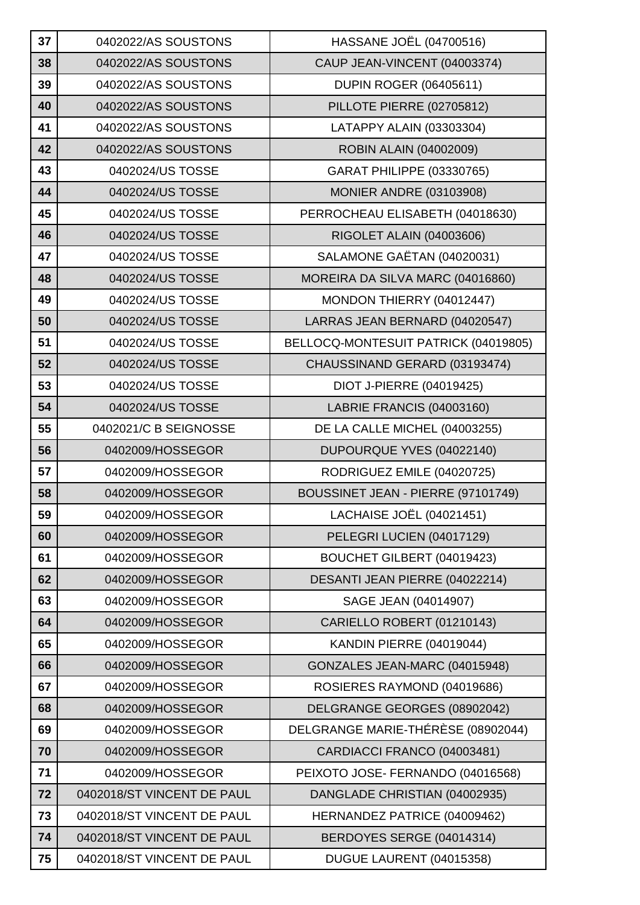| 37 | 0402022/AS SOUSTONS | HASSANE JOËL (04700516) |
|---|---|---|
| 38 | 0402022/AS SOUSTONS | CAUP JEAN-VINCENT (04003374) |
| 39 | 0402022/AS SOUSTONS | DUPIN ROGER (06405611) |
| 40 | 0402022/AS SOUSTONS | PILLOTE PIERRE (02705812) |
| 41 | 0402022/AS SOUSTONS | LATAPPY ALAIN (03303304) |
| 42 | 0402022/AS SOUSTONS | ROBIN ALAIN (04002009) |
| 43 | 0402024/US TOSSE | GARAT PHILIPPE (03330765) |
| 44 | 0402024/US TOSSE | MONIER ANDRE (03103908) |
| 45 | 0402024/US TOSSE | PERROCHEAU ELISABETH (04018630) |
| 46 | 0402024/US TOSSE | RIGOLET ALAIN (04003606) |
| 47 | 0402024/US TOSSE | SALAMONE GAËTAN (04020031) |
| 48 | 0402024/US TOSSE | MOREIRA DA SILVA MARC (04016860) |
| 49 | 0402024/US TOSSE | MONDON THIERRY (04012447) |
| 50 | 0402024/US TOSSE | LARRAS JEAN BERNARD (04020547) |
| 51 | 0402024/US TOSSE | BELLOCQ-MONTESUIT PATRICK (04019805) |
| 52 | 0402024/US TOSSE | CHAUSSINAND GERARD (03193474) |
| 53 | 0402024/US TOSSE | DIOT J-PIERRE (04019425) |
| 54 | 0402024/US TOSSE | LABRIE FRANCIS (04003160) |
| 55 | 0402021/C B SEIGNOSSE | DE LA CALLE MICHEL (04003255) |
| 56 | 0402009/HOSSEGOR | DUPOURQUE YVES (04022140) |
| 57 | 0402009/HOSSEGOR | RODRIGUEZ EMILE (04020725) |
| 58 | 0402009/HOSSEGOR | BOUSSINET JEAN - PIERRE (97101749) |
| 59 | 0402009/HOSSEGOR | LACHAISE JOËL (04021451) |
| 60 | 0402009/HOSSEGOR | PELEGRI LUCIEN (04017129) |
| 61 | 0402009/HOSSEGOR | BOUCHET GILBERT (04019423) |
| 62 | 0402009/HOSSEGOR | DESANTI JEAN PIERRE (04022214) |
| 63 | 0402009/HOSSEGOR | SAGE JEAN (04014907) |
| 64 | 0402009/HOSSEGOR | CARIELLO ROBERT (01210143) |
| 65 | 0402009/HOSSEGOR | KANDIN PIERRE (04019044) |
| 66 | 0402009/HOSSEGOR | GONZALES JEAN-MARC (04015948) |
| 67 | 0402009/HOSSEGOR | ROSIERES RAYMOND (04019686) |
| 68 | 0402009/HOSSEGOR | DELGRANGE GEORGES (08902042) |
| 69 | 0402009/HOSSEGOR | DELGRANGE MARIE-THÉRÈSE (08902044) |
| 70 | 0402009/HOSSEGOR | CARDIACCI FRANCO (04003481) |
| 71 | 0402009/HOSSEGOR | PEIXOTO JOSE- FERNANDO (04016568) |
| 72 | 0402018/ST VINCENT DE PAUL | DANGLADE CHRISTIAN (04002935) |
| 73 | 0402018/ST VINCENT DE PAUL | HERNANDEZ PATRICE (04009462) |
| 74 | 0402018/ST VINCENT DE PAUL | BERDOYES SERGE (04014314) |
| 75 | 0402018/ST VINCENT DE PAUL | DUGUE LAURENT (04015358) |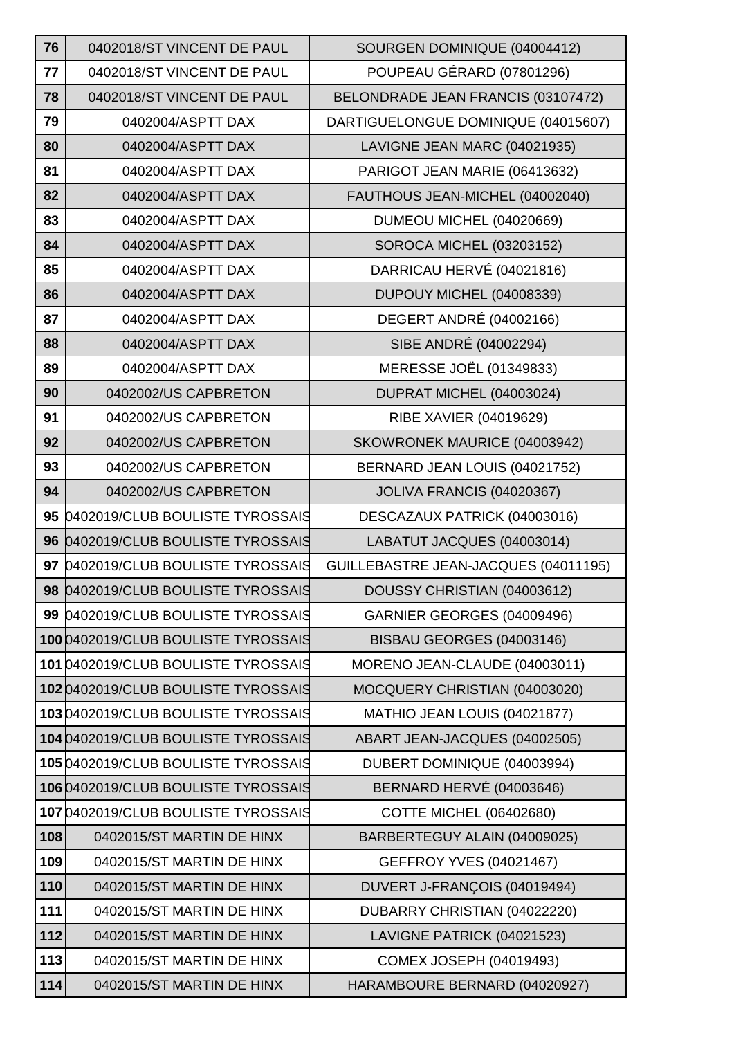| 76 | 0402018/ST VINCENT DE PAUL | SOURGEN DOMINIQUE (04004412) |
|---|---|---|
| 77 | 0402018/ST VINCENT DE PAUL | POUPEAU GÉRARD (07801296) |
| 78 | 0402018/ST VINCENT DE PAUL | BELONDRADE JEAN FRANCIS (03107472) |
| 79 | 0402004/ASPTT DAX | DARTIGUELONGUE DOMINIQUE (04015607) |
| 80 | 0402004/ASPTT DAX | LAVIGNE JEAN MARC (04021935) |
| 81 | 0402004/ASPTT DAX | PARIGOT JEAN MARIE (06413632) |
| 82 | 0402004/ASPTT DAX | FAUTHOUS JEAN-MICHEL (04002040) |
| 83 | 0402004/ASPTT DAX | DUMEOU MICHEL (04020669) |
| 84 | 0402004/ASPTT DAX | SOROCA MICHEL (03203152) |
| 85 | 0402004/ASPTT DAX | DARRICAU HERVÉ (04021816) |
| 86 | 0402004/ASPTT DAX | DUPOUY MICHEL (04008339) |
| 87 | 0402004/ASPTT DAX | DEGERT ANDRÉ (04002166) |
| 88 | 0402004/ASPTT DAX | SIBE ANDRÉ (04002294) |
| 89 | 0402004/ASPTT DAX | MERESSE JOËL (01349833) |
| 90 | 0402002/US CAPBRETON | DUPRAT MICHEL (04003024) |
| 91 | 0402002/US CAPBRETON | RIBE XAVIER (04019629) |
| 92 | 0402002/US CAPBRETON | SKOWRONEK MAURICE (04003942) |
| 93 | 0402002/US CAPBRETON | BERNARD JEAN LOUIS (04021752) |
| 94 | 0402002/US CAPBRETON | JOLIVA FRANCIS (04020367) |
| 95 | 0402019/CLUB BOULISTE TYROSSAIS | DESCAZAUX PATRICK (04003016) |
| 96 | 0402019/CLUB BOULISTE TYROSSAIS | LABATUT JACQUES (04003014) |
| 97 | 0402019/CLUB BOULISTE TYROSSAIS | GUILLEBASTRE JEAN-JACQUES (04011195) |
| 98 | 0402019/CLUB BOULISTE TYROSSAIS | DOUSSY CHRISTIAN (04003612) |
| 99 | 0402019/CLUB BOULISTE TYROSSAIS | GARNIER GEORGES (04009496) |
| 100 | 0402019/CLUB BOULISTE TYROSSAIS | BISBAU GEORGES (04003146) |
| 101 | 0402019/CLUB BOULISTE TYROSSAIS | MORENO JEAN-CLAUDE (04003011) |
| 102 | 0402019/CLUB BOULISTE TYROSSAIS | MOCQUERY CHRISTIAN (04003020) |
| 103 | 0402019/CLUB BOULISTE TYROSSAIS | MATHIO JEAN LOUIS (04021877) |
| 104 | 0402019/CLUB BOULISTE TYROSSAIS | ABART JEAN-JACQUES (04002505) |
| 105 | 0402019/CLUB BOULISTE TYROSSAIS | DUBERT DOMINIQUE (04003994) |
| 106 | 0402019/CLUB BOULISTE TYROSSAIS | BERNARD HERVÉ (04003646) |
| 107 | 0402019/CLUB BOULISTE TYROSSAIS | COTTE MICHEL (06402680) |
| 108 | 0402015/ST MARTIN DE HINX | BARBERTEGUY ALAIN (04009025) |
| 109 | 0402015/ST MARTIN DE HINX | GEFFROY YVES (04021467) |
| 110 | 0402015/ST MARTIN DE HINX | DUVERT J-FRANÇOIS (04019494) |
| 111 | 0402015/ST MARTIN DE HINX | DUBARRY CHRISTIAN (04022220) |
| 112 | 0402015/ST MARTIN DE HINX | LAVIGNE PATRICK (04021523) |
| 113 | 0402015/ST MARTIN DE HINX | COMEX JOSEPH (04019493) |
| 114 | 0402015/ST MARTIN DE HINX | HARAMBOURE BERNARD (04020927) |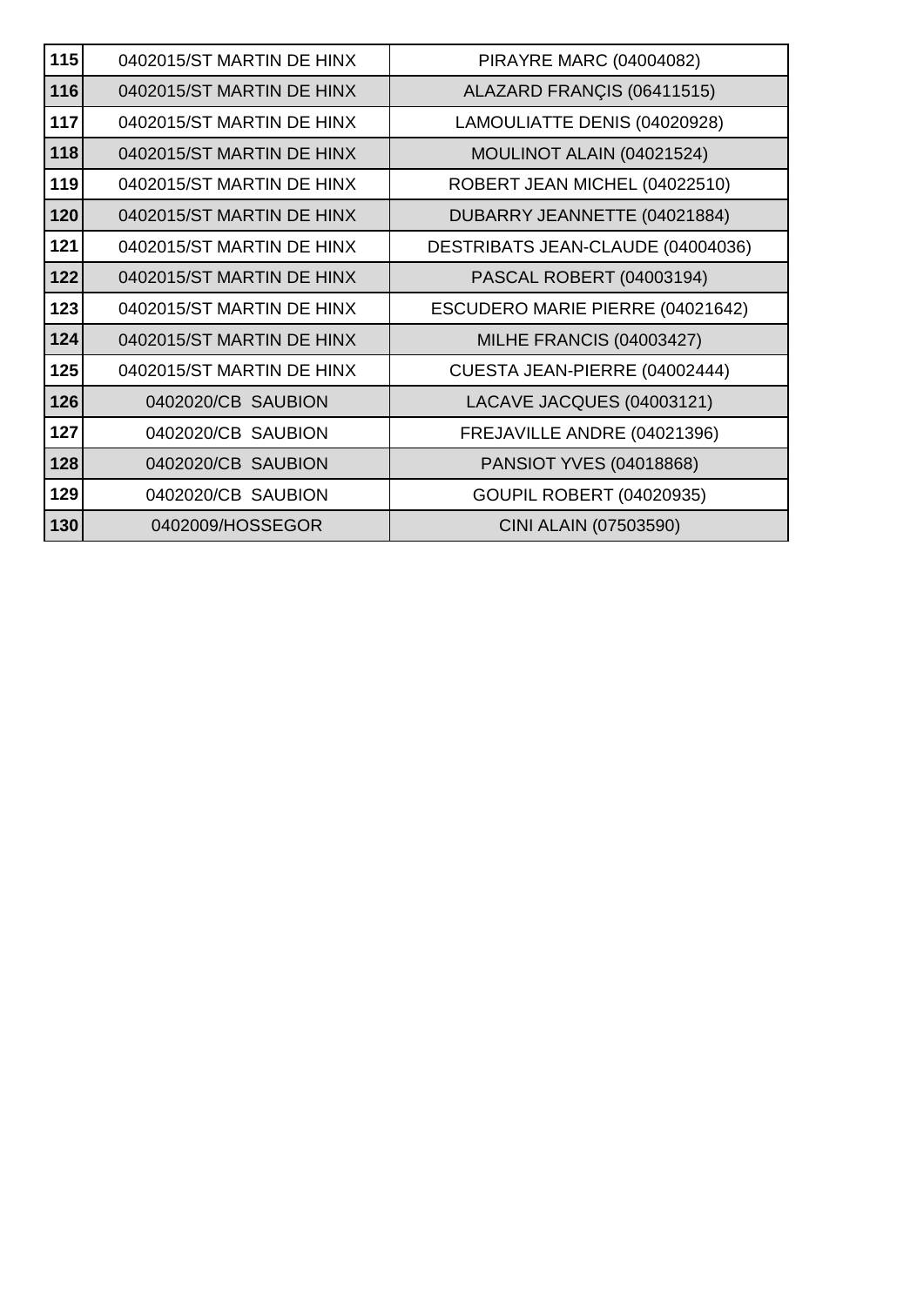| | | |
|---|---|---|
| **115** | 0402015/ST MARTIN DE HINX | PIRAYRE MARC (04004082) |
| **116** | 0402015/ST MARTIN DE HINX | ALAZARD FRANÇIS (06411515) |
| **117** | 0402015/ST MARTIN DE HINX | LAMOULIATTE DENIS (04020928) |
| **118** | 0402015/ST MARTIN DE HINX | MOULINOT ALAIN (04021524) |
| **119** | 0402015/ST MARTIN DE HINX | ROBERT JEAN MICHEL (04022510) |
| **120** | 0402015/ST MARTIN DE HINX | DUBARRY JEANNETTE (04021884) |
| **121** | 0402015/ST MARTIN DE HINX | DESTRIBATS JEAN-CLAUDE (04004036) |
| **122** | 0402015/ST MARTIN DE HINX | PASCAL ROBERT (04003194) |
| **123** | 0402015/ST MARTIN DE HINX | ESCUDERO MARIE PIERRE (04021642) |
| **124** | 0402015/ST MARTIN DE HINX | MILHE FRANCIS (04003427) |
| **125** | 0402015/ST MARTIN DE HINX | CUESTA JEAN-PIERRE (04002444) |
| **126** | 0402020/CB SAUBION | LACAVE JACQUES (04003121) |
| **127** | 0402020/CB SAUBION | FREJAVILLE ANDRE (04021396) |
| **128** | 0402020/CB SAUBION | PANSIOT YVES (04018868) |
| **129** | 0402020/CB SAUBION | GOUPIL ROBERT (04020935) |
| **130** | 0402009/HOSSEGOR | CINI ALAIN (07503590) |